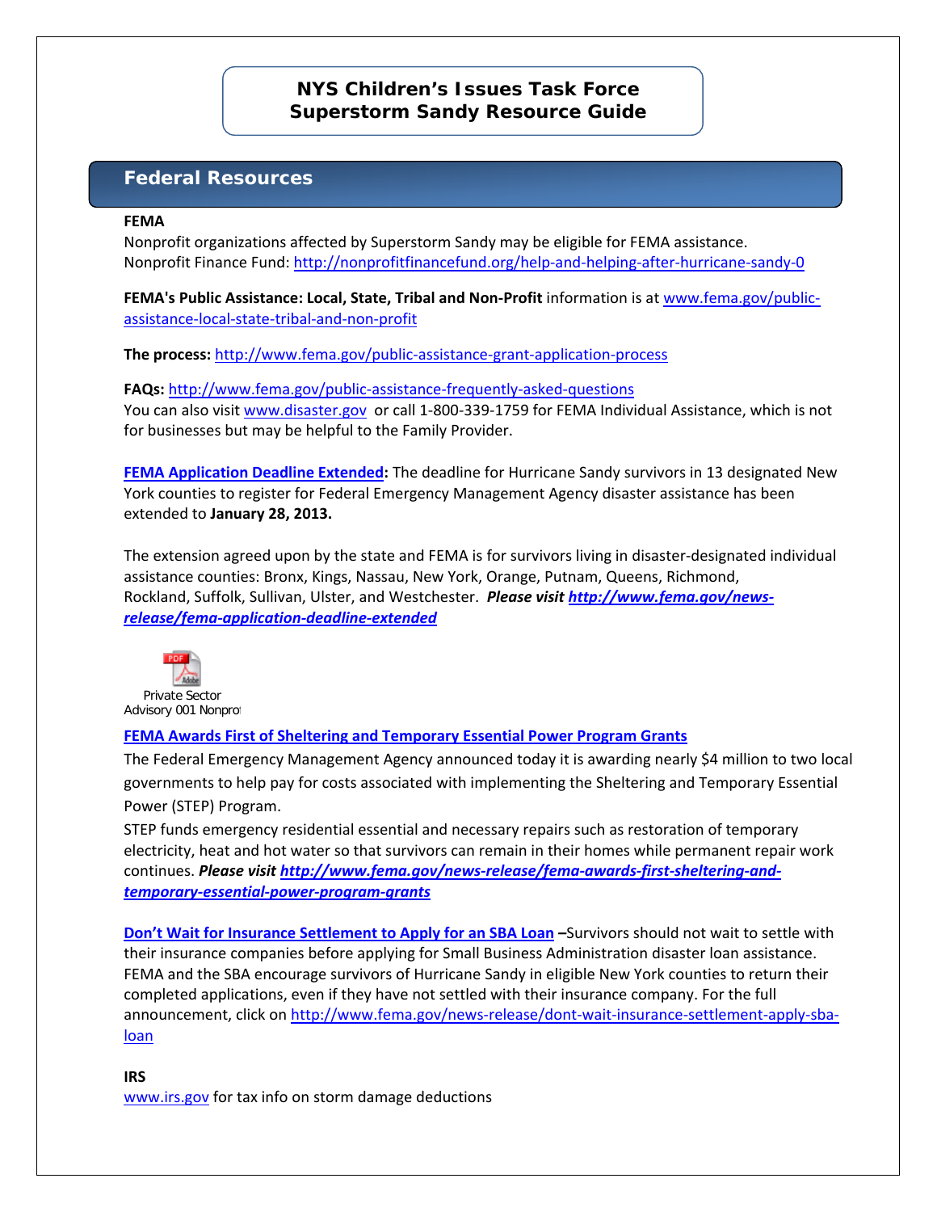# NYS Children's Issues Task Force
# Superstorm Sandy Resource Guide

## Federal Resources

**FEMA**

Nonprofit organizations affected by Superstorm Sandy may be eligible for FEMA assistance.
Nonprofit Finance Fund: http://nonprofitfinancefund.org/help-and-helping-after-hurricane-sandy-0

**FEMA's Public Assistance: Local, State, Tribal and Non-Profit** information is at www.fema.gov/public-assistance-local-state-tribal-and-non-profit

**The process:** http://www.fema.gov/public-assistance-grant-application-process

**FAQs:** http://www.fema.gov/public-assistance-frequently-asked-questions
You can also visit www.disaster.gov or call 1-800-339-1759 for FEMA Individual Assistance, which is not for businesses but may be helpful to the Family Provider.

**FEMA Application Deadline Extended:** The deadline for Hurricane Sandy survivors in 13 designated New York counties to register for Federal Emergency Management Agency disaster assistance has been extended to **January 28, 2013.**

The extension agreed upon by the state and FEMA is for survivors living in disaster-designated individual assistance counties: Bronx, Kings, Nassau, New York, Orange, Putnam, Queens, Richmond, Rockland, Suffolk, Sullivan, Ulster, and Westchester. ***Please visit http://www.fema.gov/news-release/fema-application-deadline-extended***

Private Sector Advisory 001 Nonprot

**FEMA Awards First of Sheltering and Temporary Essential Power Program Grants**

The Federal Emergency Management Agency announced today it is awarding nearly $4 million to two local governments to help pay for costs associated with implementing the Sheltering and Temporary Essential Power (STEP) Program.

STEP funds emergency residential essential and necessary repairs such as restoration of temporary electricity, heat and hot water so that survivors can remain in their homes while permanent repair work continues. ***Please visit http://www.fema.gov/news-release/fema-awards-first-sheltering-and-temporary-essential-power-program-grants***

**Don't Wait for Insurance Settlement to Apply for an SBA Loan** –Survivors should not wait to settle with their insurance companies before applying for Small Business Administration disaster loan assistance. FEMA and the SBA encourage survivors of Hurricane Sandy in eligible New York counties to return their completed applications, even if they have not settled with their insurance company. For the full announcement, click on http://www.fema.gov/news-release/dont-wait-insurance-settlement-apply-sba-loan

**IRS**

www.irs.gov for tax info on storm damage deductions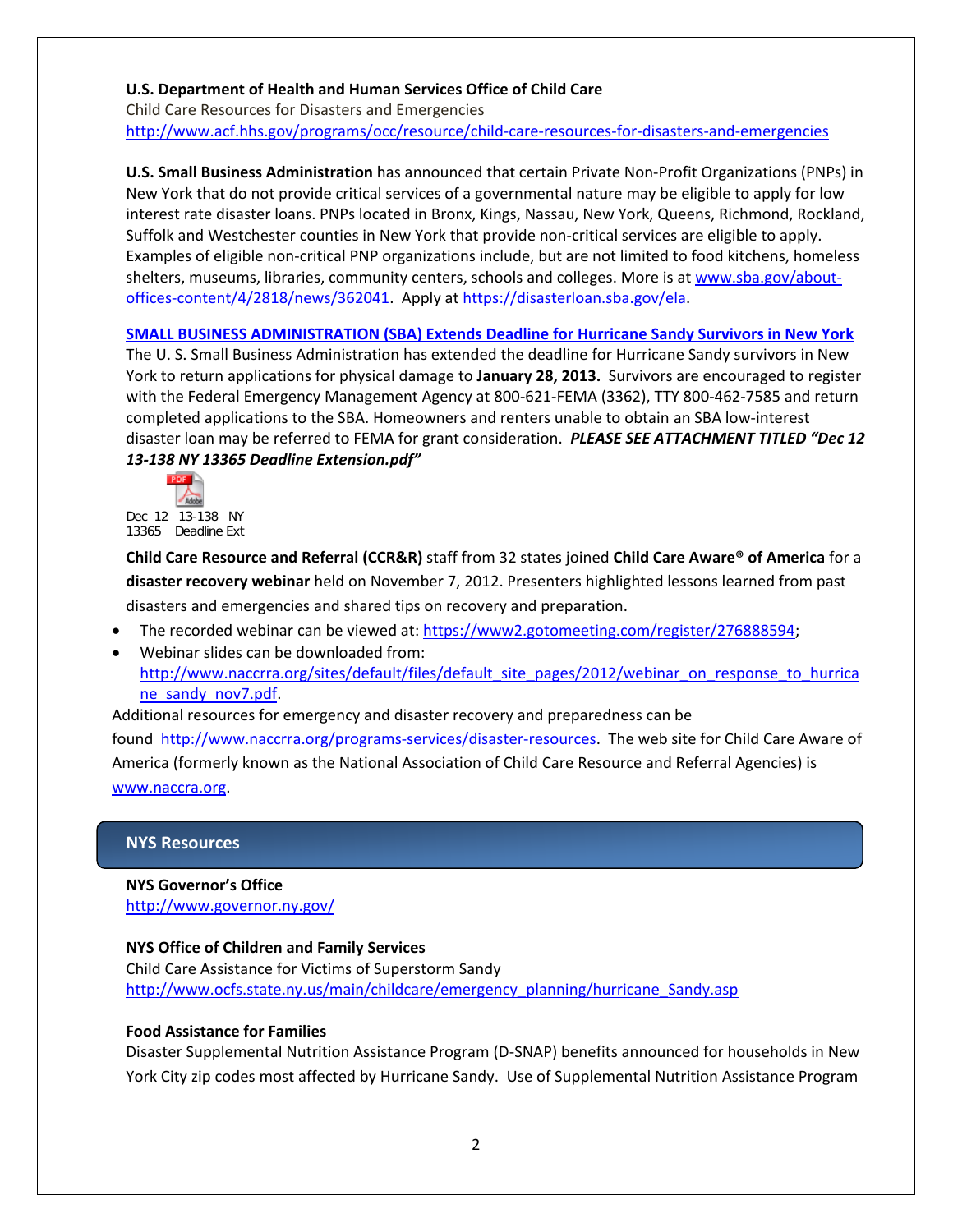**U.S. Department of Health and Human Services Office of Child Care**
Child Care Resources for Disasters and Emergencies
http://www.acf.hhs.gov/programs/occ/resource/child-care-resources-for-disasters-and-emergencies

**U.S. Small Business Administration** has announced that certain Private Non-Profit Organizations (PNPs) in New York that do not provide critical services of a governmental nature may be eligible to apply for low interest rate disaster loans. PNPs located in Bronx, Kings, Nassau, New York, Queens, Richmond, Rockland, Suffolk and Westchester counties in New York that provide non-critical services are eligible to apply. Examples of eligible non-critical PNP organizations include, but are not limited to food kitchens, homeless shelters, museums, libraries, community centers, schools and colleges. More is at www.sba.gov/about-offices-content/4/2818/news/362041. Apply at https://disasterloan.sba.gov/ela.

**SMALL BUSINESS ADMINISTRATION (SBA) Extends Deadline for Hurricane Sandy Survivors in New York**
The U. S. Small Business Administration has extended the deadline for Hurricane Sandy survivors in New York to return applications for physical damage to **January 28, 2013.** Survivors are encouraged to register with the Federal Emergency Management Agency at 800-621-FEMA (3362), TTY 800-462-7585 and return completed applications to the SBA. Homeowners and renters unable to obtain an SBA low-interest disaster loan may be referred to FEMA for grant consideration. ***PLEASE SEE ATTACHMENT TITLED "Dec 12 13-138 NY 13365 Deadline Extension.pdf"***

Dec 12 13-138 NY 13365 Deadline Ext

**Child Care Resource and Referral (CCR&R)** staff from 32 states joined **Child Care Aware® of America** for a **disaster recovery webinar** held on November 7, 2012. Presenters highlighted lessons learned from past disasters and emergencies and shared tips on recovery and preparation.

- The recorded webinar can be viewed at: https://www2.gotomeeting.com/register/276888594;
- Webinar slides can be downloaded from: http://www.naccrra.org/sites/default/files/default_site_pages/2012/webinar_on_response_to_hurricane_sandy_nov7.pdf.

Additional resources for emergency and disaster recovery and preparedness can be found http://www.naccrra.org/programs-services/disaster-resources. The web site for Child Care Aware of America (formerly known as the National Association of Child Care Resource and Referral Agencies) is www.naccra.org.

## NYS Resources

**NYS Governor's Office**
http://www.governor.ny.gov/

**NYS Office of Children and Family Services**
Child Care Assistance for Victims of Superstorm Sandy
http://www.ocfs.state.ny.us/main/childcare/emergency_planning/hurricane_Sandy.asp

**Food Assistance for Families**
Disaster Supplemental Nutrition Assistance Program (D-SNAP) benefits announced for households in New York City zip codes most affected by Hurricane Sandy. Use of Supplemental Nutrition Assistance Program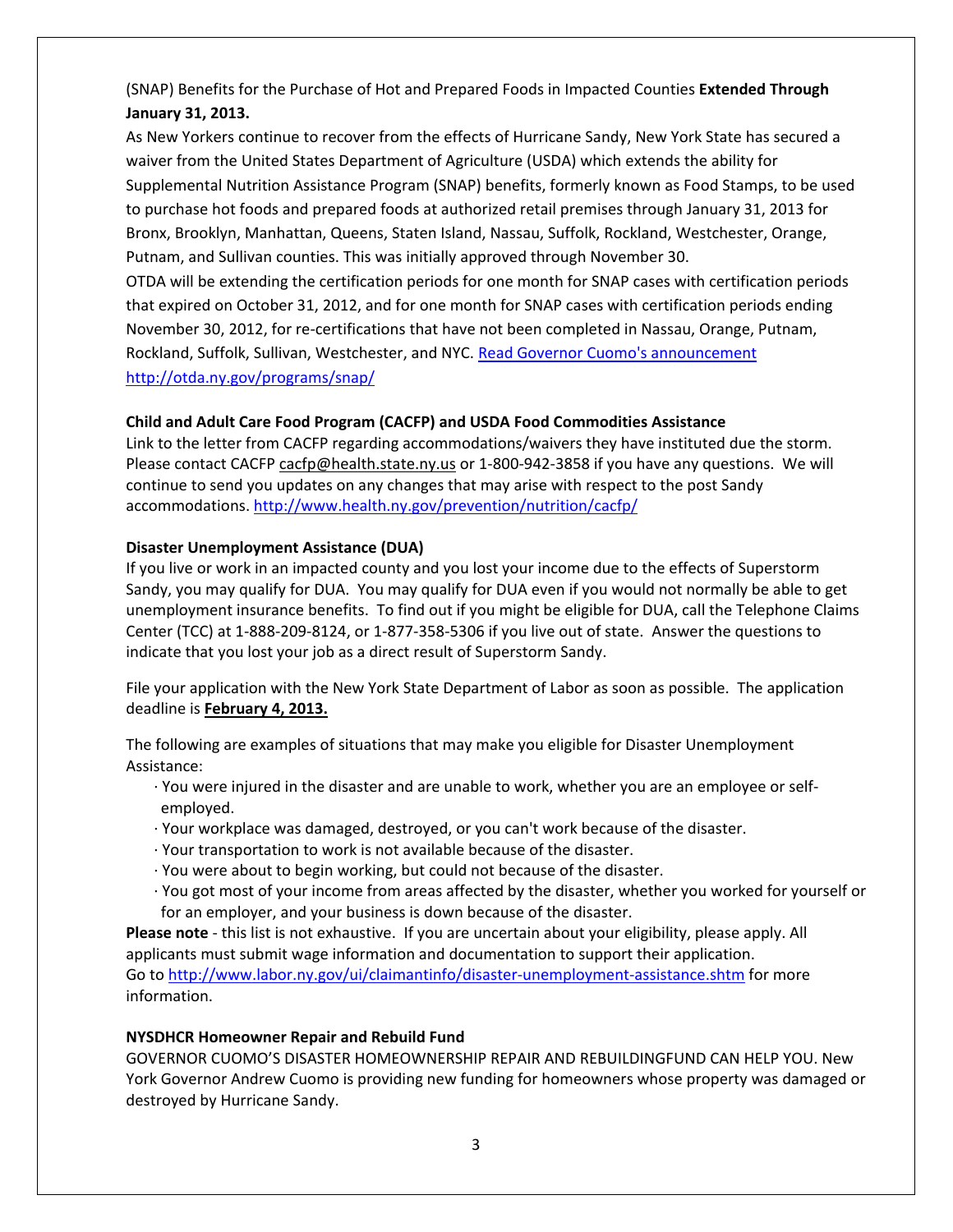(SNAP) Benefits for the Purchase of Hot and Prepared Foods in Impacted Counties **Extended Through January 31, 2013.**

As New Yorkers continue to recover from the effects of Hurricane Sandy, New York State has secured a waiver from the United States Department of Agriculture (USDA) which extends the ability for Supplemental Nutrition Assistance Program (SNAP) benefits, formerly known as Food Stamps, to be used to purchase hot foods and prepared foods at authorized retail premises through January 31, 2013 for Bronx, Brooklyn, Manhattan, Queens, Staten Island, Nassau, Suffolk, Rockland, Westchester, Orange, Putnam, and Sullivan counties. This was initially approved through November 30.

OTDA will be extending the certification periods for one month for SNAP cases with certification periods that expired on October 31, 2012, and for one month for SNAP cases with certification periods ending November 30, 2012, for re-certifications that have not been completed in Nassau, Orange, Putnam, Rockland, Suffolk, Sullivan, Westchester, and NYC. Read Governor Cuomo's announcement
http://otda.ny.gov/programs/snap/

**Child and Adult Care Food Program (CACFP) and USDA Food Commodities Assistance**

Link to the letter from CACFP regarding accommodations/waivers they have instituted due the storm. Please contact CACFP cacfp@health.state.ny.us or 1-800-942-3858 if you have any questions. We will continue to send you updates on any changes that may arise with respect to the post Sandy accommodations. http://www.health.ny.gov/prevention/nutrition/cacfp/

**Disaster Unemployment Assistance (DUA)**

If you live or work in an impacted county and you lost your income due to the effects of Superstorm Sandy, you may qualify for DUA. You may qualify for DUA even if you would not normally be able to get unemployment insurance benefits. To find out if you might be eligible for DUA, call the Telephone Claims Center (TCC) at 1-888-209-8124, or 1-877-358-5306 if you live out of state. Answer the questions to indicate that you lost your job as a direct result of Superstorm Sandy.

File your application with the New York State Department of Labor as soon as possible. The application deadline is **February 4, 2013.**

The following are examples of situations that may make you eligible for Disaster Unemployment Assistance:

- You were injured in the disaster and are unable to work, whether you are an employee or self-employed.
- Your workplace was damaged, destroyed, or you can't work because of the disaster.
- Your transportation to work is not available because of the disaster.
- You were about to begin working, but could not because of the disaster.
- You got most of your income from areas affected by the disaster, whether you worked for yourself or for an employer, and your business is down because of the disaster.

**Please note** - this list is not exhaustive. If you are uncertain about your eligibility, please apply. All applicants must submit wage information and documentation to support their application.
Go to http://www.labor.ny.gov/ui/claimantinfo/disaster-unemployment-assistance.shtm for more information.

**NYSDHCR Homeowner Repair and Rebuild Fund**

GOVERNOR CUOMO'S DISASTER HOMEOWNERSHIP REPAIR AND REBUILDINGFUND CAN HELP YOU. New York Governor Andrew Cuomo is providing new funding for homeowners whose property was damaged or destroyed by Hurricane Sandy.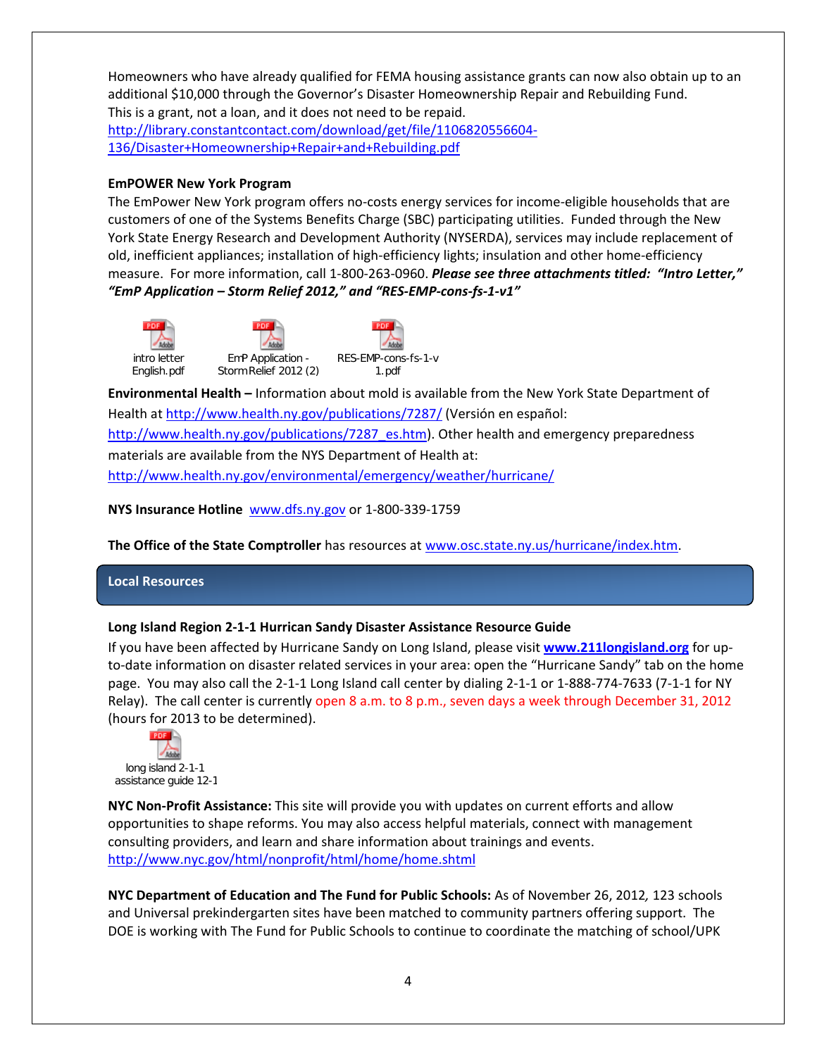Homeowners who have already qualified for FEMA housing assistance grants can now also obtain up to an additional $10,000 through the Governor's Disaster Homeownership Repair and Rebuilding Fund. This is a grant, not a loan, and it does not need to be repaid.
http://library.constantcontact.com/download/get/file/1106820556604-136/Disaster+Homeownership+Repair+and+Rebuilding.pdf

**EmPOWER New York Program**

The EmPower New York program offers no-costs energy services for income-eligible households that are customers of one of the Systems Benefits Charge (SBC) participating utilities. Funded through the New York State Energy Research and Development Authority (NYSERDA), services may include replacement of old, inefficient appliances; installation of high-efficiency lights; insulation and other home-efficiency measure. For more information, call 1-800-263-0960. ***Please see three attachments titled: "Intro Letter," "EmP Application – Storm Relief 2012," and "RES-EMP-cons-fs-1-v1"***

intro letter English.pdf | EmP Application - Storm Relief 2012 (2) | RES-EMP-cons-fs-1-v1.pdf

**Environmental Health –** Information about mold is available from the New York State Department of Health at http://www.health.ny.gov/publications/7287/ (Versión en español: http://www.health.ny.gov/publications/7287_es.htm). Other health and emergency preparedness materials are available from the NYS Department of Health at: http://www.health.ny.gov/environmental/emergency/weather/hurricane/

**NYS Insurance Hotline** www.dfs.ny.gov or 1-800-339-1759

**The Office of the State Comptroller** has resources at www.osc.state.ny.us/hurricane/index.htm.

## Local Resources

**Long Island Region 2-1-1 Hurrican Sandy Disaster Assistance Resource Guide**

If you have been affected by Hurricane Sandy on Long Island, please visit **www.211longisland.org** for up-to-date information on disaster related services in your area: open the "Hurricane Sandy" tab on the home page. You may also call the 2-1-1 Long Island call center by dialing 2-1-1 or 1-888-774-7633 (7-1-1 for NY Relay). The call center is currently open 8 a.m. to 8 p.m., seven days a week through December 31, 2012 (hours for 2013 to be determined).

long island 2-1-1 assistance guide 12-1

**NYC Non-Profit Assistance:** This site will provide you with updates on current efforts and allow opportunities to shape reforms. You may also access helpful materials, connect with management consulting providers, and learn and share information about trainings and events.
http://www.nyc.gov/html/nonprofit/html/home/home.shtml

**NYC Department of Education and The Fund for Public Schools:** As of November 26, 2012, 123 schools and Universal prekindergarten sites have been matched to community partners offering support. The DOE is working with The Fund for Public Schools to continue to coordinate the matching of school/UPK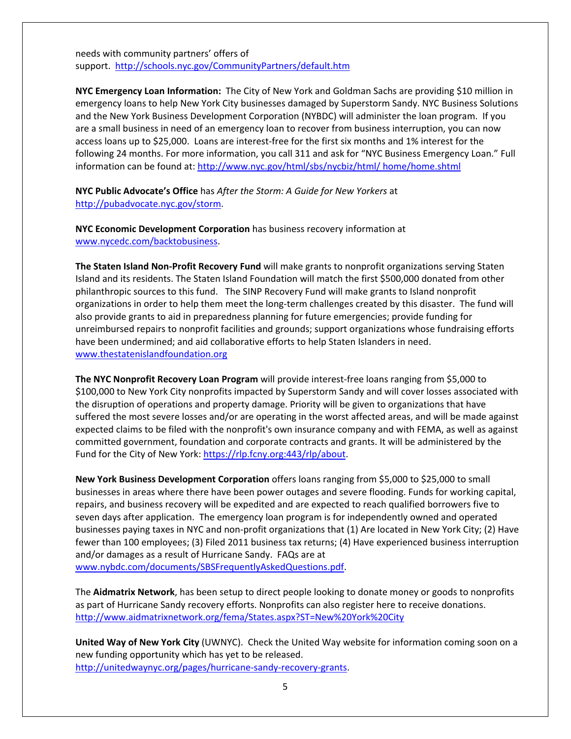needs with community partners' offers of support. http://schools.nyc.gov/CommunityPartners/default.htm

**NYC Emergency Loan Information:** The City of New York and Goldman Sachs are providing $10 million in emergency loans to help New York City businesses damaged by Superstorm Sandy. NYC Business Solutions and the New York Business Development Corporation (NYBDC) will administer the loan program. If you are a small business in need of an emergency loan to recover from business interruption, you can now access loans up to $25,000. Loans are interest-free for the first six months and 1% interest for the following 24 months. For more information, you call 311 and ask for "NYC Business Emergency Loan." Full information can be found at: http://www.nyc.gov/html/sbs/nycbiz/html/ home/home.shtml

**NYC Public Advocate's Office** has *After the Storm: A Guide for New Yorkers* at http://pubadvocate.nyc.gov/storm.

**NYC Economic Development Corporation** has business recovery information at www.nycedc.com/backtobusiness.

**The Staten Island Non-Profit Recovery Fund** will make grants to nonprofit organizations serving Staten Island and its residents. The Staten Island Foundation will match the first $500,000 donated from other philanthropic sources to this fund. The SINP Recovery Fund will make grants to Island nonprofit organizations in order to help them meet the long-term challenges created by this disaster. The fund will also provide grants to aid in preparedness planning for future emergencies; provide funding for unreimbursed repairs to nonprofit facilities and grounds; support organizations whose fundraising efforts have been undermined; and aid collaborative efforts to help Staten Islanders in need. www.thestatenislandfoundation.org

**The NYC Nonprofit Recovery Loan Program** will provide interest-free loans ranging from $5,000 to $100,000 to New York City nonprofits impacted by Superstorm Sandy and will cover losses associated with the disruption of operations and property damage. Priority will be given to organizations that have suffered the most severe losses and/or are operating in the worst affected areas, and will be made against expected claims to be filed with the nonprofit's own insurance company and with FEMA, as well as against committed government, foundation and corporate contracts and grants. It will be administered by the Fund for the City of New York: https://rlp.fcny.org:443/rlp/about.

**New York Business Development Corporation** offers loans ranging from $5,000 to $25,000 to small businesses in areas where there have been power outages and severe flooding. Funds for working capital, repairs, and business recovery will be expedited and are expected to reach qualified borrowers five to seven days after application. The emergency loan program is for independently owned and operated businesses paying taxes in NYC and non-profit organizations that (1) Are located in New York City; (2) Have fewer than 100 employees; (3) Filed 2011 business tax returns; (4) Have experienced business interruption and/or damages as a result of Hurricane Sandy. FAQs are at www.nybdc.com/documents/SBSFrequentlyAskedQuestions.pdf.

The **Aidmatrix Network**, has been setup to direct people looking to donate money or goods to nonprofits as part of Hurricane Sandy recovery efforts. Nonprofits can also register here to receive donations. http://www.aidmatrixnetwork.org/fema/States.aspx?ST=New%20York%20City

**United Way of New York City** (UWNYC). Check the United Way website for information coming soon on a new funding opportunity which has yet to be released. http://unitedwaynyc.org/pages/hurricane-sandy-recovery-grants.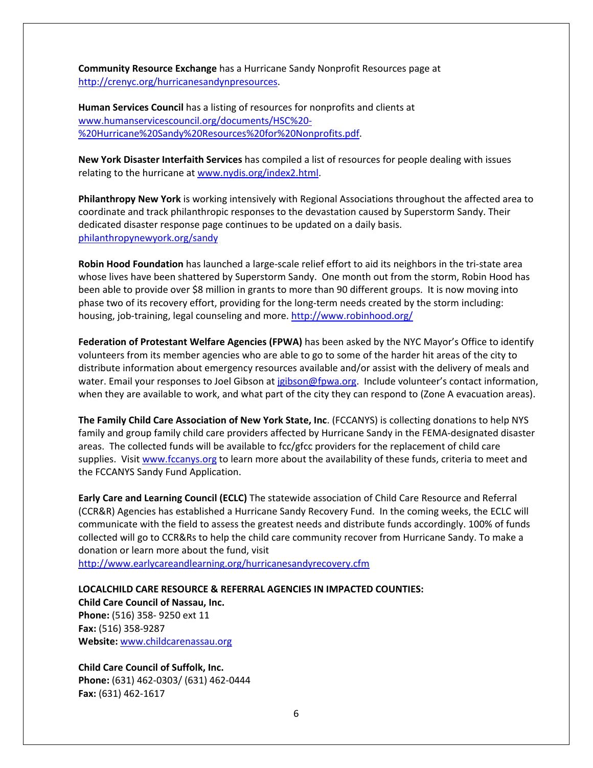**Community Resource Exchange** has a Hurricane Sandy Nonprofit Resources page at http://crenyc.org/hurricanesandynpresources.

**Human Services Council** has a listing of resources for nonprofits and clients at www.humanservicescouncil.org/documents/HSC%20-%20Hurricane%20Sandy%20Resources%20for%20Nonprofits.pdf.

**New York Disaster Interfaith Services** has compiled a list of resources for people dealing with issues relating to the hurricane at www.nydis.org/index2.html.

**Philanthropy New York** is working intensively with Regional Associations throughout the affected area to coordinate and track philanthropic responses to the devastation caused by Superstorm Sandy. Their dedicated disaster response page continues to be updated on a daily basis. philanthropynewyork.org/sandy

**Robin Hood Foundation** has launched a large-scale relief effort to aid its neighbors in the tri-state area whose lives have been shattered by Superstorm Sandy. One month out from the storm, Robin Hood has been able to provide over $8 million in grants to more than 90 different groups. It is now moving into phase two of its recovery effort, providing for the long-term needs created by the storm including: housing, job-training, legal counseling and more. http://www.robinhood.org/

**Federation of Protestant Welfare Agencies (FPWA)** has been asked by the NYC Mayor's Office to identify volunteers from its member agencies who are able to go to some of the harder hit areas of the city to distribute information about emergency resources available and/or assist with the delivery of meals and water. Email your responses to Joel Gibson at jgibson@fpwa.org. Include volunteer's contact information, when they are available to work, and what part of the city they can respond to (Zone A evacuation areas).

**The Family Child Care Association of New York State, Inc**. (FCCANYS) is collecting donations to help NYS family and group family child care providers affected by Hurricane Sandy in the FEMA-designated disaster areas. The collected funds will be available to fcc/gfcc providers for the replacement of child care supplies. Visit www.fccanys.org to learn more about the availability of these funds, criteria to meet and the FCCANYS Sandy Fund Application.

**Early Care and Learning Council (ECLC)** The statewide association of Child Care Resource and Referral (CCR&R) Agencies has established a Hurricane Sandy Recovery Fund. In the coming weeks, the ECLC will communicate with the field to assess the greatest needs and distribute funds accordingly. 100% of funds collected will go to CCR&Rs to help the child care community recover from Hurricane Sandy. To make a donation or learn more about the fund, visit http://www.earlycareandlearning.org/hurricanesandyrecovery.cfm

**LOCALCHILD CARE RESOURCE & REFERRAL AGENCIES IN IMPACTED COUNTIES:**

**Child Care Council of Nassau, Inc.**
**Phone:** (516) 358- 9250 ext 11
**Fax:** (516) 358-9287
**Website:** www.childcarenassau.org

**Child Care Council of Suffolk, Inc.**
**Phone:** (631) 462-0303/ (631) 462-0444
**Fax:** (631) 462-1617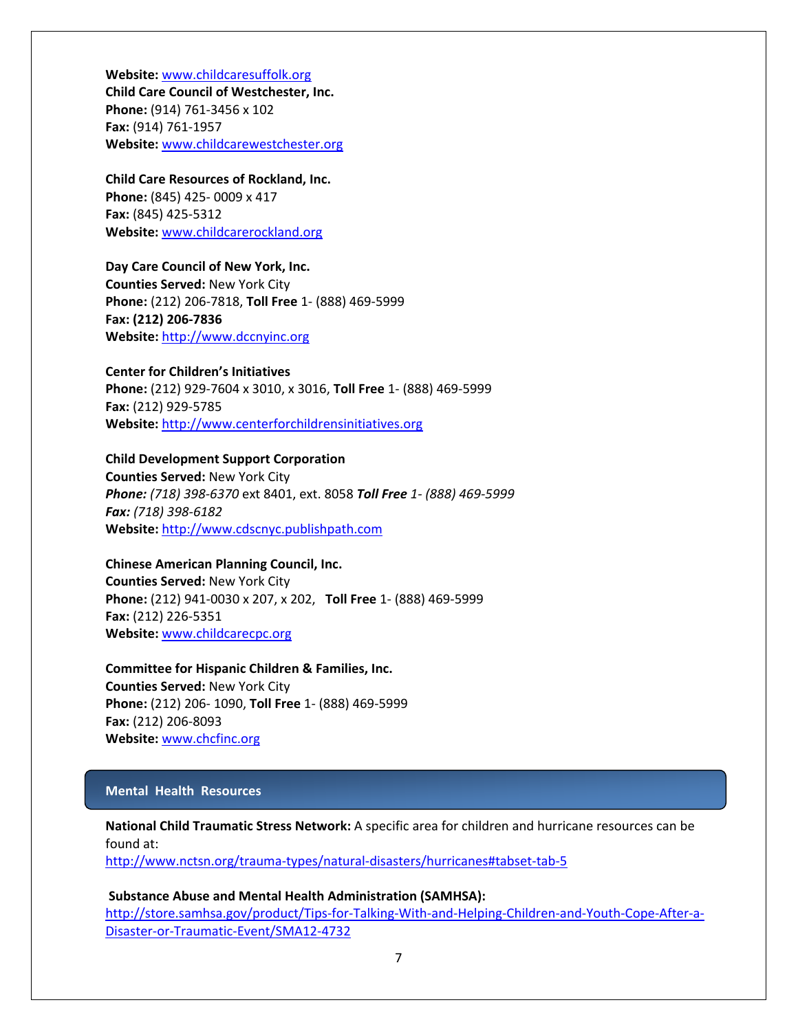**Website:** [www.childcaresuffolk.org](http://www.childcaresuffolk.org)
**Child Care Council of Westchester, Inc.**
**Phone:** (914) 761-3456 x 102
**Fax:** (914) 761-1957
**Website:** [www.childcarewestchester.org](http://www.childcarewestchester.org)

**Child Care Resources of Rockland, Inc.**
**Phone:** (845) 425- 0009 x 417
**Fax:** (845) 425-5312
**Website:** [www.childcarerockland.org](http://www.childcarerockland.org)

**Day Care Council of New York, Inc.**
**Counties Served:** New York City
**Phone:** (212) 206-7818, **Toll Free** 1- (888) 469-5999
**Fax: (212) 206-7836**
**Website:** [http://www.dccnyinc.org](http://www.dccnyinc.org)

**Center for Children's Initiatives**
**Phone:** (212) 929-7604 x 3010, x 3016, **Toll Free** 1- (888) 469-5999
**Fax:** (212) 929-5785
**Website:** [http://www.centerforchildrensinitiatives.org](http://www.centerforchildrensinitiatives.org)

**Child Development Support Corporation**
**Counties Served:** New York City
***Phone:*** *(718) 398-6370* ext 8401, ext. 8058 ***Toll Free*** *1- (888) 469-5999*
***Fax:*** *(718) 398-6182*
**Website:** [http://www.cdscnyc.publishpath.com](http://www.cdscnyc.publishpath.com)

**Chinese American Planning Council, Inc.**
**Counties Served:** New York City
**Phone:** (212) 941-0030 x 207, x 202, **Toll Free** 1- (888) 469-5999
**Fax:** (212) 226-5351
**Website:** [www.childcarecpc.org](http://www.childcarecpc.org)

**Committee for Hispanic Children & Families, Inc.**
**Counties Served:** New York City
**Phone:** (212) 206- 1090, **Toll Free** 1- (888) 469-5999
**Fax:** (212) 206-8093
**Website:** [www.chcfinc.org](http://www.chcfinc.org)

## Mental Health Resources

**National Child Traumatic Stress Network:** A specific area for children and hurricane resources can be found at:
[http://www.nctsn.org/trauma-types/natural-disasters/hurricanes#tabset-tab-5](http://www.nctsn.org/trauma-types/natural-disasters/hurricanes#tabset-tab-5)

**Substance Abuse and Mental Health Administration (SAMHSA):**
[http://store.samhsa.gov/product/Tips-for-Talking-With-and-Helping-Children-and-Youth-Cope-After-a-Disaster-or-Traumatic-Event/SMA12-4732](http://store.samhsa.gov/product/Tips-for-Talking-With-and-Helping-Children-and-Youth-Cope-After-a-Disaster-or-Traumatic-Event/SMA12-4732)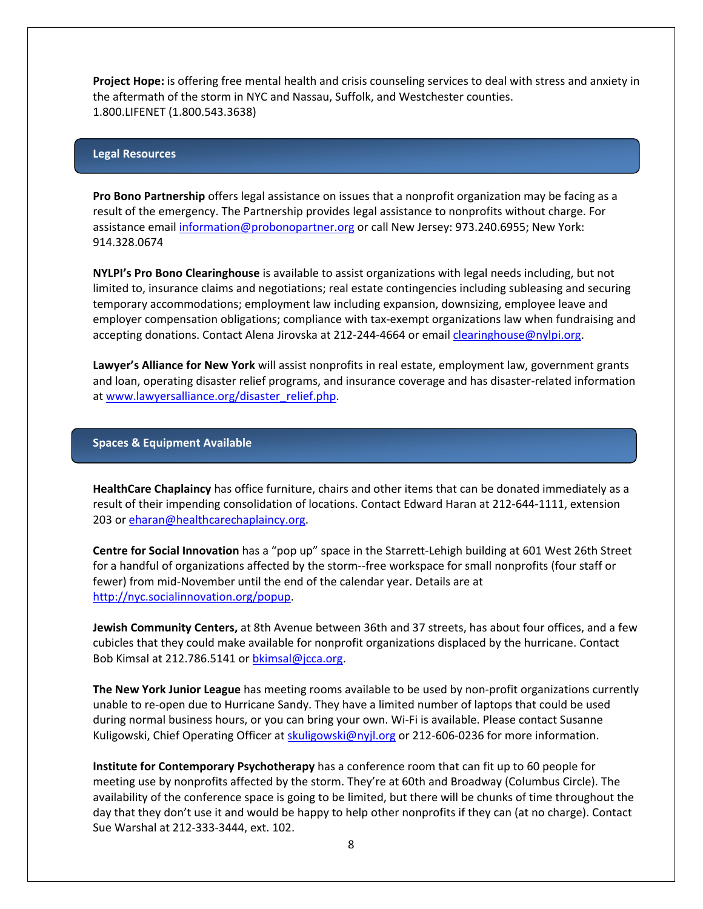**Project Hope:** is offering free mental health and crisis counseling services to deal with stress and anxiety in the aftermath of the storm in NYC and Nassau, Suffolk, and Westchester counties. 1.800.LIFENET (1.800.543.3638)

## Legal Resources

**Pro Bono Partnership** offers legal assistance on issues that a nonprofit organization may be facing as a result of the emergency. The Partnership provides legal assistance to nonprofits without charge. For assistance email information@probonopartner.org or call New Jersey: 973.240.6955; New York: 914.328.0674

**NYLPI's Pro Bono Clearinghouse** is available to assist organizations with legal needs including, but not limited to, insurance claims and negotiations; real estate contingencies including subleasing and securing temporary accommodations; employment law including expansion, downsizing, employee leave and employer compensation obligations; compliance with tax-exempt organizations law when fundraising and accepting donations. Contact Alena Jirovska at 212-244-4664 or email clearinghouse@nylpi.org.

**Lawyer's Alliance for New York** will assist nonprofits in real estate, employment law, government grants and loan, operating disaster relief programs, and insurance coverage and has disaster-related information at www.lawyersalliance.org/disaster_relief.php.

## Spaces & Equipment Available

**HealthCare Chaplaincy** has office furniture, chairs and other items that can be donated immediately as a result of their impending consolidation of locations. Contact Edward Haran at 212-644-1111, extension 203 or eharan@healthcarechaplaincy.org.

**Centre for Social Innovation** has a "pop up" space in the Starrett-Lehigh building at 601 West 26th Street for a handful of organizations affected by the storm--free workspace for small nonprofits (four staff or fewer) from mid-November until the end of the calendar year. Details are at http://nyc.socialinnovation.org/popup.

**Jewish Community Centers,** at 8th Avenue between 36th and 37 streets, has about four offices, and a few cubicles that they could make available for nonprofit organizations displaced by the hurricane. Contact Bob Kimsal at 212.786.5141 or bkimsal@jcca.org.

**The New York Junior League** has meeting rooms available to be used by non-profit organizations currently unable to re-open due to Hurricane Sandy. They have a limited number of laptops that could be used during normal business hours, or you can bring your own. Wi-Fi is available. Please contact Susanne Kuligowski, Chief Operating Officer at skuligowski@nyjl.org or 212-606-0236 for more information.

**Institute for Contemporary Psychotherapy** has a conference room that can fit up to 60 people for meeting use by nonprofits affected by the storm. They're at 60th and Broadway (Columbus Circle). The availability of the conference space is going to be limited, but there will be chunks of time throughout the day that they don't use it and would be happy to help other nonprofits if they can (at no charge). Contact Sue Warshal at 212-333-3444, ext. 102.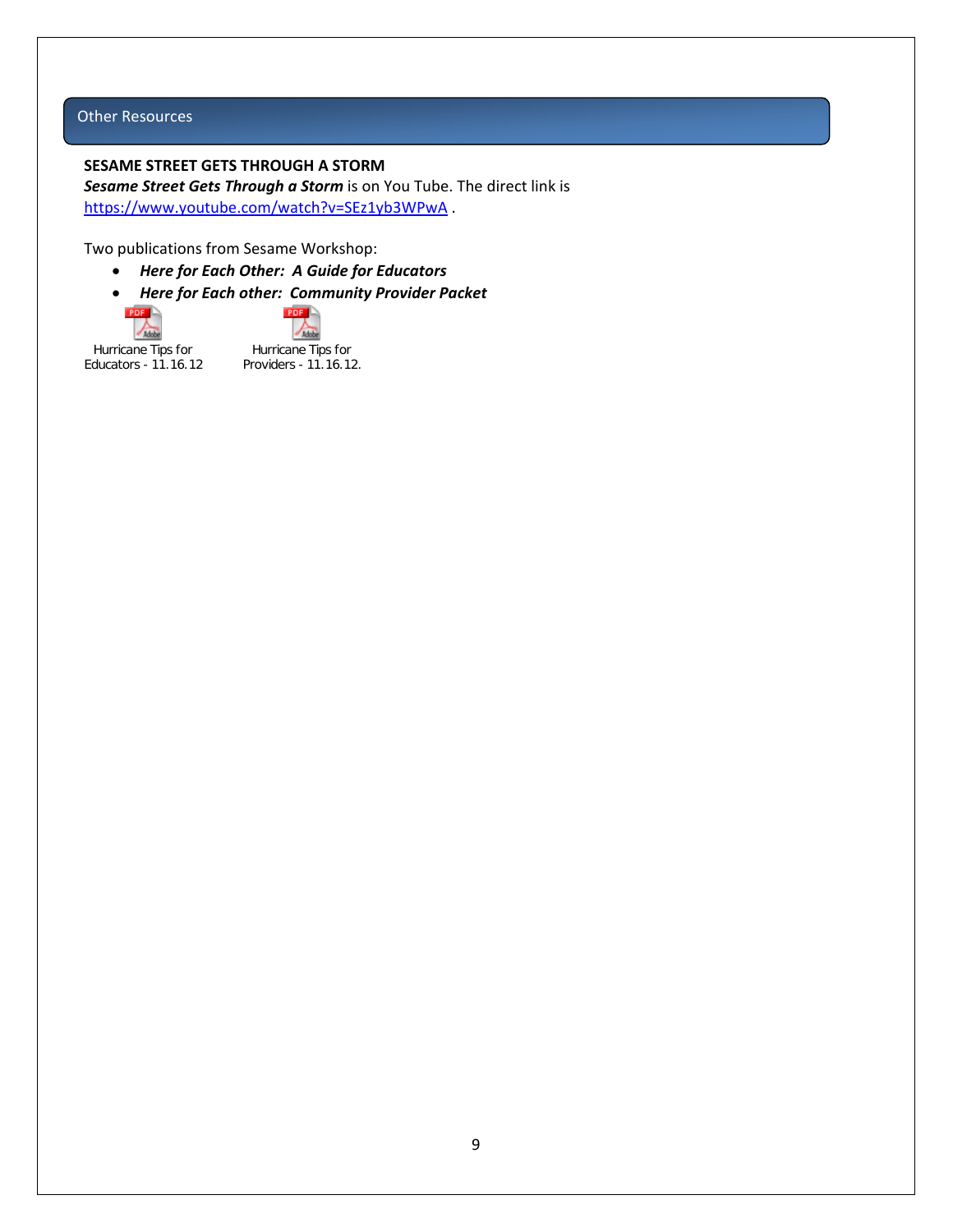## Other Resources

**SESAME STREET GETS THROUGH A STORM**

***Sesame Street Gets Through a Storm*** is on You Tube. The direct link is https://www.youtube.com/watch?v=SEz1yb3WPwA .

Two publications from Sesame Workshop:

- ***Here for Each Other: A Guide for Educators***
- ***Here for Each other: Community Provider Packet***

Hurricane Tips for Educators - 11.16.12

Hurricane Tips for Providers - 11.16.12.